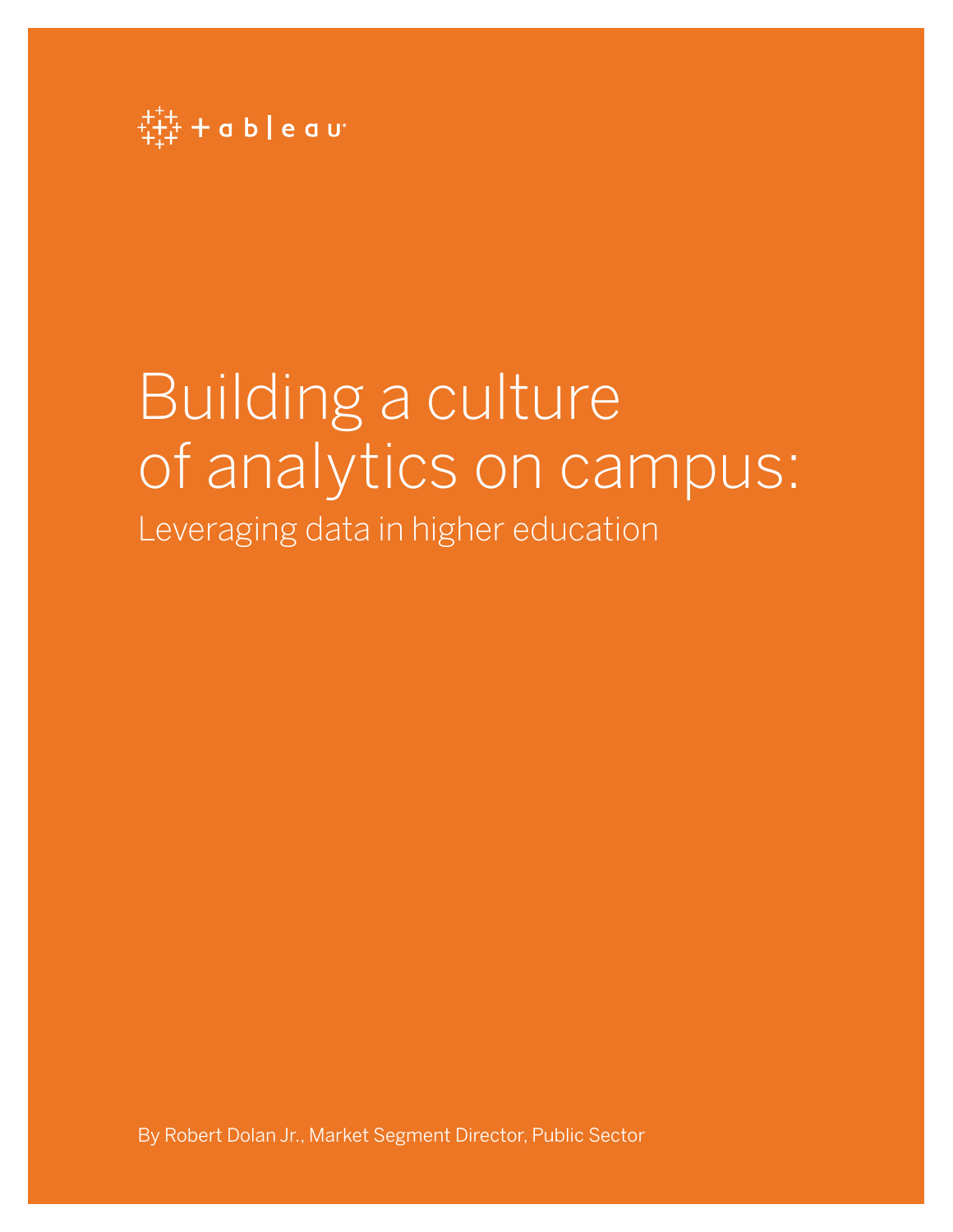tableau

# Building a culture of analytics on campus:

## Leveraging data in higher education

By Robert Dolan Jr., Market Segment Director, Public Sector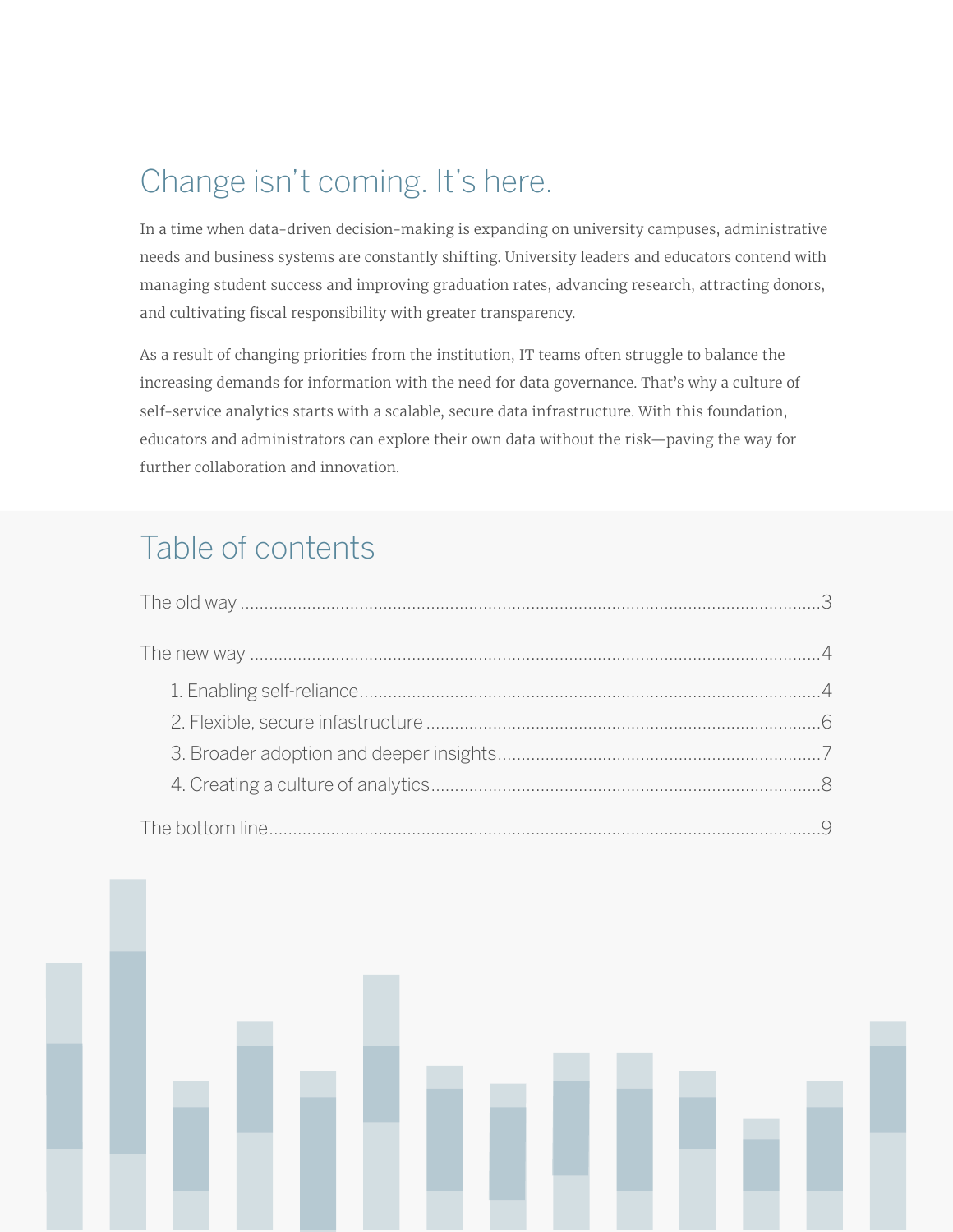## Change isn't coming. It's here.

In a time when data-driven decision-making is expanding on university campuses, administrative needs and business systems are constantly shifting. University leaders and educators contend with managing student success and improving graduation rates, advancing research, attracting donors, and cultivating fiscal responsibility with greater transparency.

As a result of changing priorities from the institution, IT teams often struggle to balance the increasing demands for information with the need for data governance. That's why a culture of self-service analytics starts with a scalable, secure data infrastructure. With this foundation, educators and administrators can explore their own data without the risk—paving the way for further collaboration and innovation.

## Table of contents

The old way ........................................ 3

The new way ........................................ 4

- 1. Enabling self-reliance ........................................ 4
- 2. Flexible, secure infastructure ........................................ 6
- 3. Broader adoption and deeper insights ........................................ 7
- 4. Creating a culture of analytics ........................................ 8

The bottom line ........................................ 9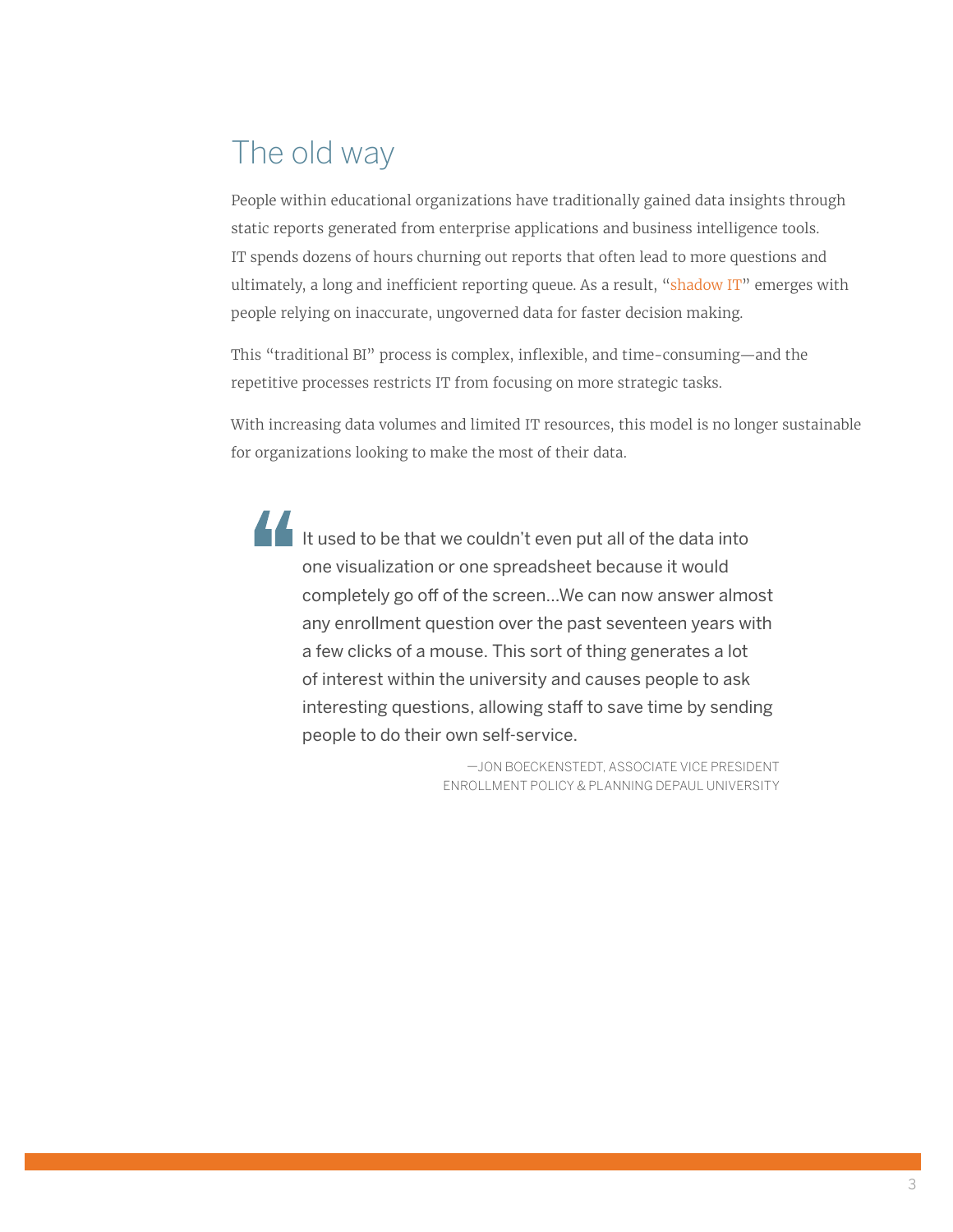# The old way

People within educational organizations have traditionally gained data insights through static reports generated from enterprise applications and business intelligence tools. IT spends dozens of hours churning out reports that often lead to more questions and ultimately, a long and inefficient reporting queue. As a result, "shadow IT" emerges with people relying on inaccurate, ungoverned data for faster decision making.

This "traditional BI" process is complex, inflexible, and time-consuming—and the repetitive processes restricts IT from focusing on more strategic tasks.

With increasing data volumes and limited IT resources, this model is no longer sustainable for organizations looking to make the most of their data.

> It used to be that we couldn't even put all of the data into one visualization or one spreadsheet because it would completely go off of the screen...We can now answer almost any enrollment question over the past seventeen years with a few clicks of a mouse. This sort of thing generates a lot of interest within the university and causes people to ask interesting questions, allowing staff to save time by sending people to do their own self-service.
>
> —JON BOECKENSTEDT, ASSOCIATE VICE PRESIDENT ENROLLMENT POLICY & PLANNING DEPAUL UNIVERSITY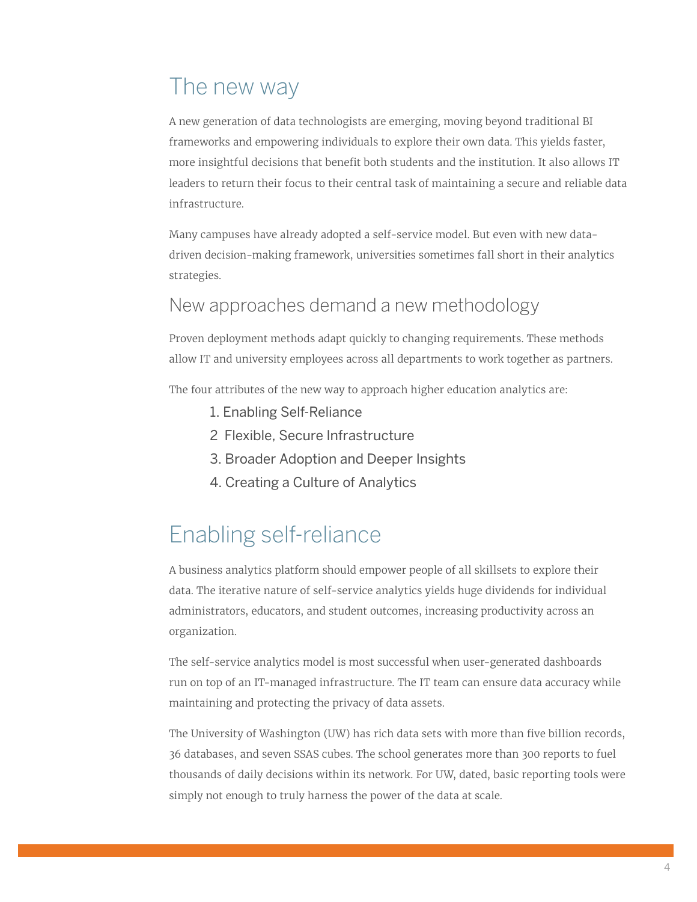# The new way

A new generation of data technologists are emerging, moving beyond traditional BI frameworks and empowering individuals to explore their own data. This yields faster, more insightful decisions that benefit both students and the institution. It also allows IT leaders to return their focus to their central task of maintaining a secure and reliable data infrastructure.

Many campuses have already adopted a self-service model. But even with new data-driven decision-making framework, universities sometimes fall short in their analytics strategies.

## New approaches demand a new methodology

Proven deployment methods adapt quickly to changing requirements. These methods allow IT and university employees across all departments to work together as partners.

The four attributes of the new way to approach higher education analytics are:

1. Enabling Self-Reliance
2. Flexible, Secure Infrastructure
3. Broader Adoption and Deeper Insights
4. Creating a Culture of Analytics

# Enabling self-reliance

A business analytics platform should empower people of all skillsets to explore their data. The iterative nature of self-service analytics yields huge dividends for individual administrators, educators, and student outcomes, increasing productivity across an organization.

The self-service analytics model is most successful when user-generated dashboards run on top of an IT-managed infrastructure. The IT team can ensure data accuracy while maintaining and protecting the privacy of data assets.

The University of Washington (UW) has rich data sets with more than five billion records, 36 databases, and seven SSAS cubes. The school generates more than 300 reports to fuel thousands of daily decisions within its network. For UW, dated, basic reporting tools were simply not enough to truly harness the power of the data at scale.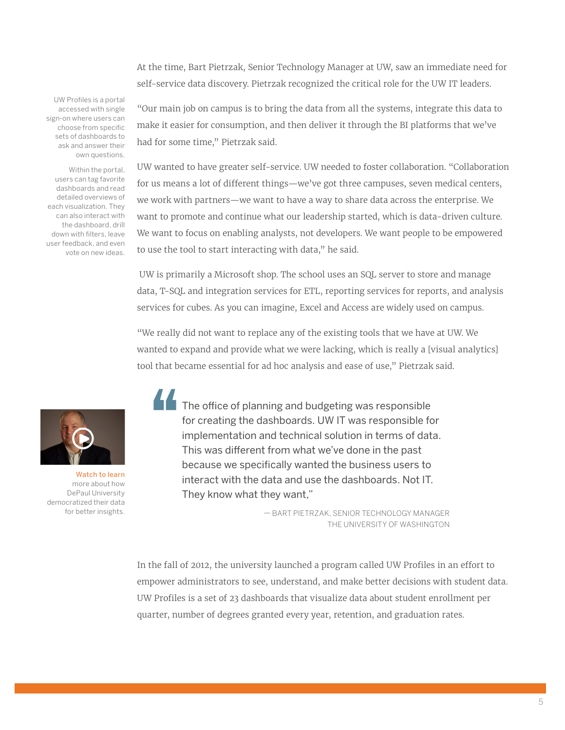At the time, Bart Pietrzak, Senior Technology Manager at UW, saw an immediate need for self-service data discovery. Pietrzak recognized the critical role for the UW IT leaders.

UW Profiles is a portal accessed with single sign-on where users can choose from specific sets of dashboards to ask and answer their own questions.

Within the portal, users can tag favorite dashboards and read detailed overviews of each visualization. They can also interact with the dashboard, drill down with filters, leave user feedback, and even vote on new ideas.

"Our main job on campus is to bring the data from all the systems, integrate this data to make it easier for consumption, and then deliver it through the BI platforms that we've had for some time," Pietrzak said.

UW wanted to have greater self-service. UW needed to foster collaboration. "Collaboration for us means a lot of different things—we've got three campuses, seven medical centers, we work with partners—we want to have a way to share data across the enterprise. We want to promote and continue what our leadership started, which is data-driven culture. We want to focus on enabling analysts, not developers. We want people to be empowered to use the tool to start interacting with data," he said.

UW is primarily a Microsoft shop. The school uses an SQL server to store and manage data, T-SQL and integration services for ETL, reporting services for reports, and analysis services for cubes. As you can imagine, Excel and Access are widely used on campus.

"We really did not want to replace any of the existing tools that we have at UW. We wanted to expand and provide what we were lacking, which is really a [visual analytics] tool that became essential for ad hoc analysis and ease of use," Pietrzak said.

**Watch to learn** more about how DePaul University democratized their data for better insights.

> The office of planning and budgeting was responsible for creating the dashboards. UW IT was responsible for implementation and technical solution in terms of data. This was different from what we've done in the past because we specifically wanted the business users to interact with the data and use the dashboards. Not IT. They know what they want,"
>
> — BART PIETRZAK, SENIOR TECHNOLOGY MANAGER
> THE UNIVERSITY OF WASHINGTON

In the fall of 2012, the university launched a program called UW Profiles in an effort to empower administrators to see, understand, and make better decisions with student data. UW Profiles is a set of 23 dashboards that visualize data about student enrollment per quarter, number of degrees granted every year, retention, and graduation rates.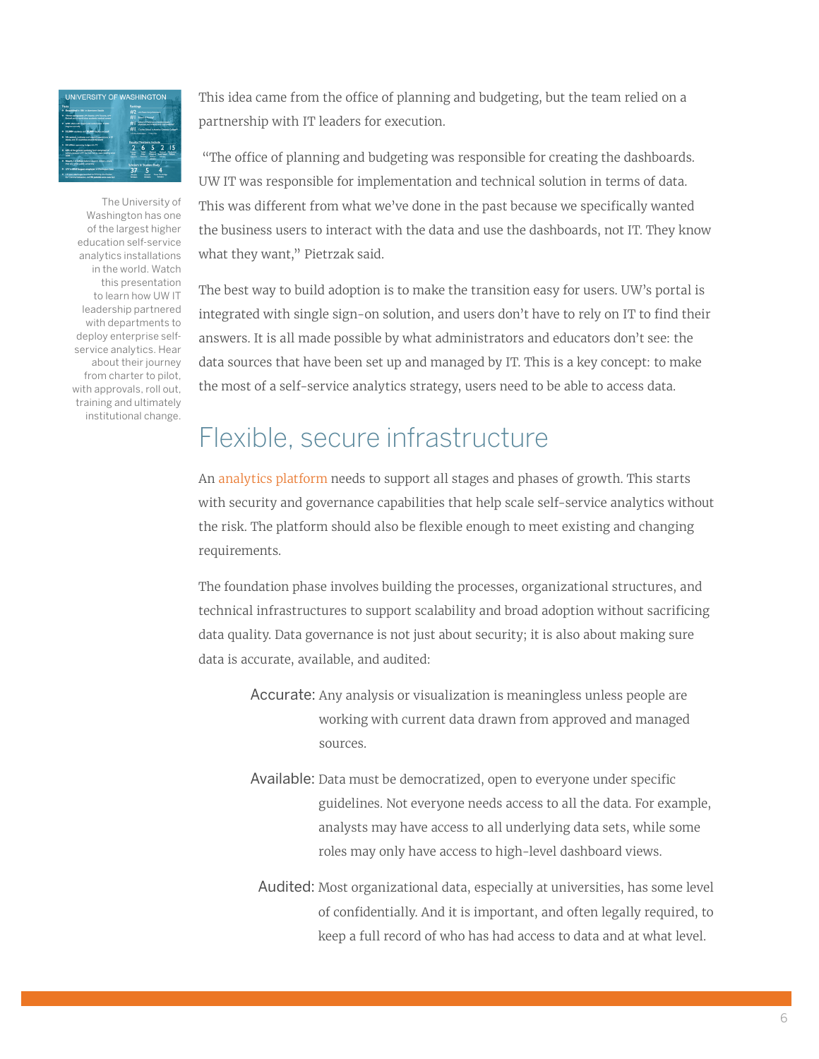The University of Washington has one of the largest higher education self-service analytics installations in the world. Watch this presentation to learn how UW IT leadership partnered with departments to deploy enterprise self-service analytics. Hear about their journey from charter to pilot, with approvals, roll out, training and ultimately institutional change.

This idea came from the office of planning and budgeting, but the team relied on a partnership with IT leaders for execution.

"The office of planning and budgeting was responsible for creating the dashboards. UW IT was responsible for implementation and technical solution in terms of data. This was different from what we've done in the past because we specifically wanted the business users to interact with the data and use the dashboards, not IT. They know what they want," Pietrzak said.

The best way to build adoption is to make the transition easy for users. UW's portal is integrated with single sign-on solution, and users don't have to rely on IT to find their answers. It is all made possible by what administrators and educators don't see: the data sources that have been set up and managed by IT. This is a key concept: to make the most of a self-service analytics strategy, users need to be able to access data.

## Flexible, secure infrastructure

An analytics platform needs to support all stages and phases of growth. This starts with security and governance capabilities that help scale self-service analytics without the risk. The platform should also be flexible enough to meet existing and changing requirements.

The foundation phase involves building the processes, organizational structures, and technical infrastructures to support scalability and broad adoption without sacrificing data quality. Data governance is not just about security; it is also about making sure data is accurate, available, and audited:

**Accurate:** Any analysis or visualization is meaningless unless people are working with current data drawn from approved and managed sources.

**Available:** Data must be democratized, open to everyone under specific guidelines. Not everyone needs access to all the data. For example, analysts may have access to all underlying data sets, while some roles may only have access to high-level dashboard views.

**Audited:** Most organizational data, especially at universities, has some level of confidentiality. And it is important, and often legally required, to keep a full record of who has had access to data and at what level.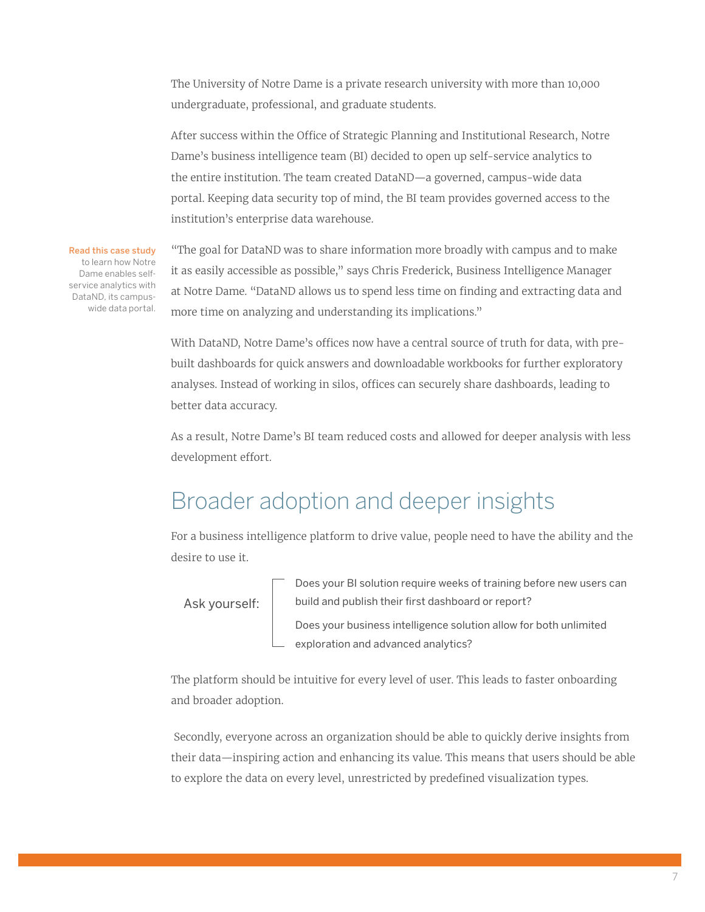The University of Notre Dame is a private research university with more than 10,000 undergraduate, professional, and graduate students.

After success within the Office of Strategic Planning and Institutional Research, Notre Dame's business intelligence team (BI) decided to open up self-service analytics to the entire institution. The team created DataND—a governed, campus-wide data portal. Keeping data security top of mind, the BI team provides governed access to the institution's enterprise data warehouse.

**Read this case study** to learn how Notre Dame enables self-service analytics with DataND, its campus-wide data portal.

"The goal for DataND was to share information more broadly with campus and to make it as easily accessible as possible," says Chris Frederick, Business Intelligence Manager at Notre Dame. "DataND allows us to spend less time on finding and extracting data and more time on analyzing and understanding its implications."

With DataND, Notre Dame's offices now have a central source of truth for data, with pre-built dashboards for quick answers and downloadable workbooks for further exploratory analyses. Instead of working in silos, offices can securely share dashboards, leading to better data accuracy.

As a result, Notre Dame's BI team reduced costs and allowed for deeper analysis with less development effort.

## Broader adoption and deeper insights

For a business intelligence platform to drive value, people need to have the ability and the desire to use it.

Ask yourself:

- Does your BI solution require weeks of training before new users can build and publish their first dashboard or report?
- Does your business intelligence solution allow for both unlimited exploration and advanced analytics?

The platform should be intuitive for every level of user. This leads to faster onboarding and broader adoption.

Secondly, everyone across an organization should be able to quickly derive insights from their data—inspiring action and enhancing its value. This means that users should be able to explore the data on every level, unrestricted by predefined visualization types.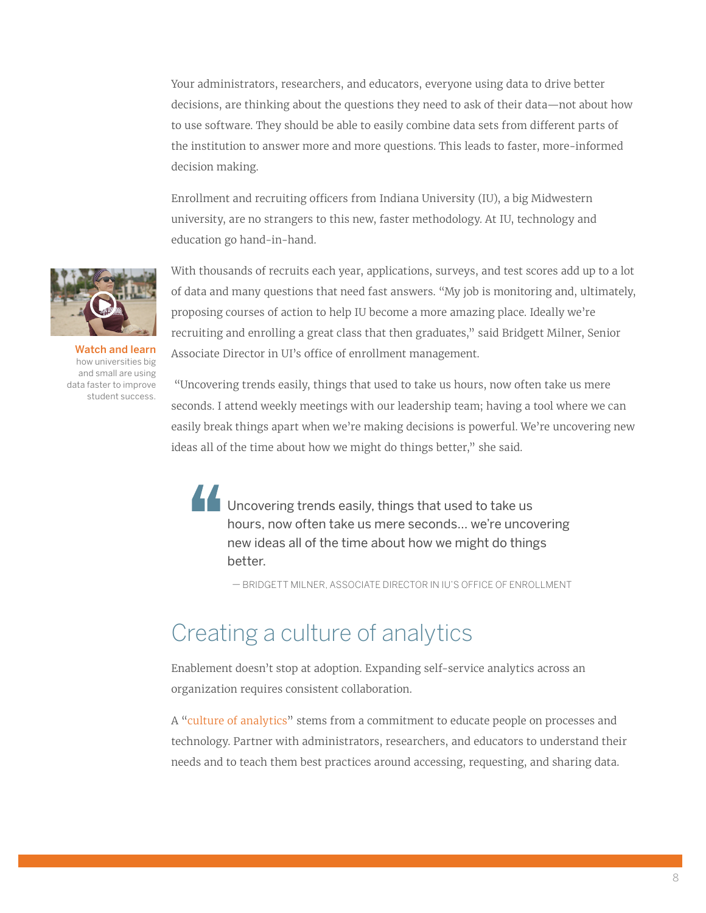Your administrators, researchers, and educators, everyone using data to drive better decisions, are thinking about the questions they need to ask of their data—not about how to use software. They should be able to easily combine data sets from different parts of the institution to answer more and more questions. This leads to faster, more-informed decision making.

Enrollment and recruiting officers from Indiana University (IU), a big Midwestern university, are no strangers to this new, faster methodology. At IU, technology and education go hand-in-hand.

**Watch and learn** how universities big and small are using data faster to improve student success.

With thousands of recruits each year, applications, surveys, and test scores add up to a lot of data and many questions that need fast answers. "My job is monitoring and, ultimately, proposing courses of action to help IU become a more amazing place. Ideally we're recruiting and enrolling a great class that then graduates," said Bridgett Milner, Senior Associate Director in UI's office of enrollment management.

"Uncovering trends easily, things that used to take us hours, now often take us mere seconds. I attend weekly meetings with our leadership team; having a tool where we can easily break things apart when we're making decisions is powerful. We're uncovering new ideas all of the time about how we might do things better," she said.

> Uncovering trends easily, things that used to take us hours, now often take us mere seconds... we're uncovering new ideas all of the time about how we might do things better.
>
> — BRIDGETT MILNER, ASSOCIATE DIRECTOR IN IU'S OFFICE OF ENROLLMENT

## Creating a culture of analytics

Enablement doesn't stop at adoption. Expanding self-service analytics across an organization requires consistent collaboration.

A "culture of analytics" stems from a commitment to educate people on processes and technology. Partner with administrators, researchers, and educators to understand their needs and to teach them best practices around accessing, requesting, and sharing data.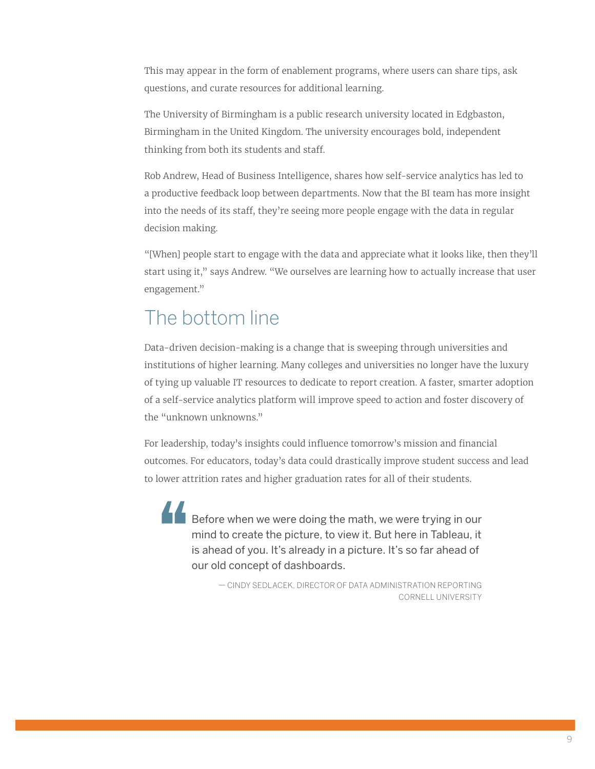This may appear in the form of enablement programs, where users can share tips, ask questions, and curate resources for additional learning.

The University of Birmingham is a public research university located in Edgbaston, Birmingham in the United Kingdom. The university encourages bold, independent thinking from both its students and staff.

Rob Andrew, Head of Business Intelligence, shares how self-service analytics has led to a productive feedback loop between departments. Now that the BI team has more insight into the needs of its staff, they're seeing more people engage with the data in regular decision making.

"[When] people start to engage with the data and appreciate what it looks like, then they'll start using it," says Andrew. "We ourselves are learning how to actually increase that user engagement."

## The bottom line

Data-driven decision-making is a change that is sweeping through universities and institutions of higher learning. Many colleges and universities no longer have the luxury of tying up valuable IT resources to dedicate to report creation. A faster, smarter adoption of a self-service analytics platform will improve speed to action and foster discovery of the "unknown unknowns."

For leadership, today's insights could influence tomorrow's mission and financial outcomes. For educators, today's data could drastically improve student success and lead to lower attrition rates and higher graduation rates for all of their students.

> Before when we were doing the math, we were trying in our mind to create the picture, to view it. But here in Tableau, it is ahead of you. It's already in a picture. It's so far ahead of our old concept of dashboards.
>
> — CINDY SEDLACEK, DIRECTOR OF DATA ADMINISTRATION REPORTING
> CORNELL UNIVERSITY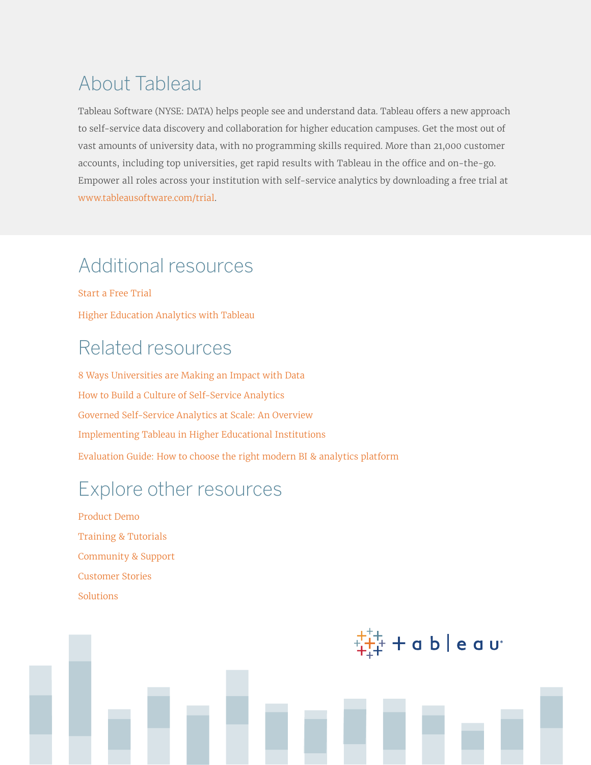## About Tableau

Tableau Software (NYSE: DATA) helps people see and understand data. Tableau offers a new approach to self-service data discovery and collaboration for higher education campuses. Get the most out of vast amounts of university data, with no programming skills required. More than 21,000 customer accounts, including top universities, get rapid results with Tableau in the office and on-the-go. Empower all roles across your institution with self-service analytics by downloading a free trial at www.tableausoftware.com/trial.

## Additional resources

Start a Free Trial

Higher Education Analytics with Tableau

## Related resources

8 Ways Universities are Making an Impact with Data

How to Build a Culture of Self-Service Analytics

Governed Self-Service Analytics at Scale: An Overview

Implementing Tableau in Higher Educational Institutions

Evaluation Guide: How to choose the right modern BI & analytics platform

## Explore other resources

Product Demo

Training & Tutorials

Community & Support

Customer Stories

Solutions